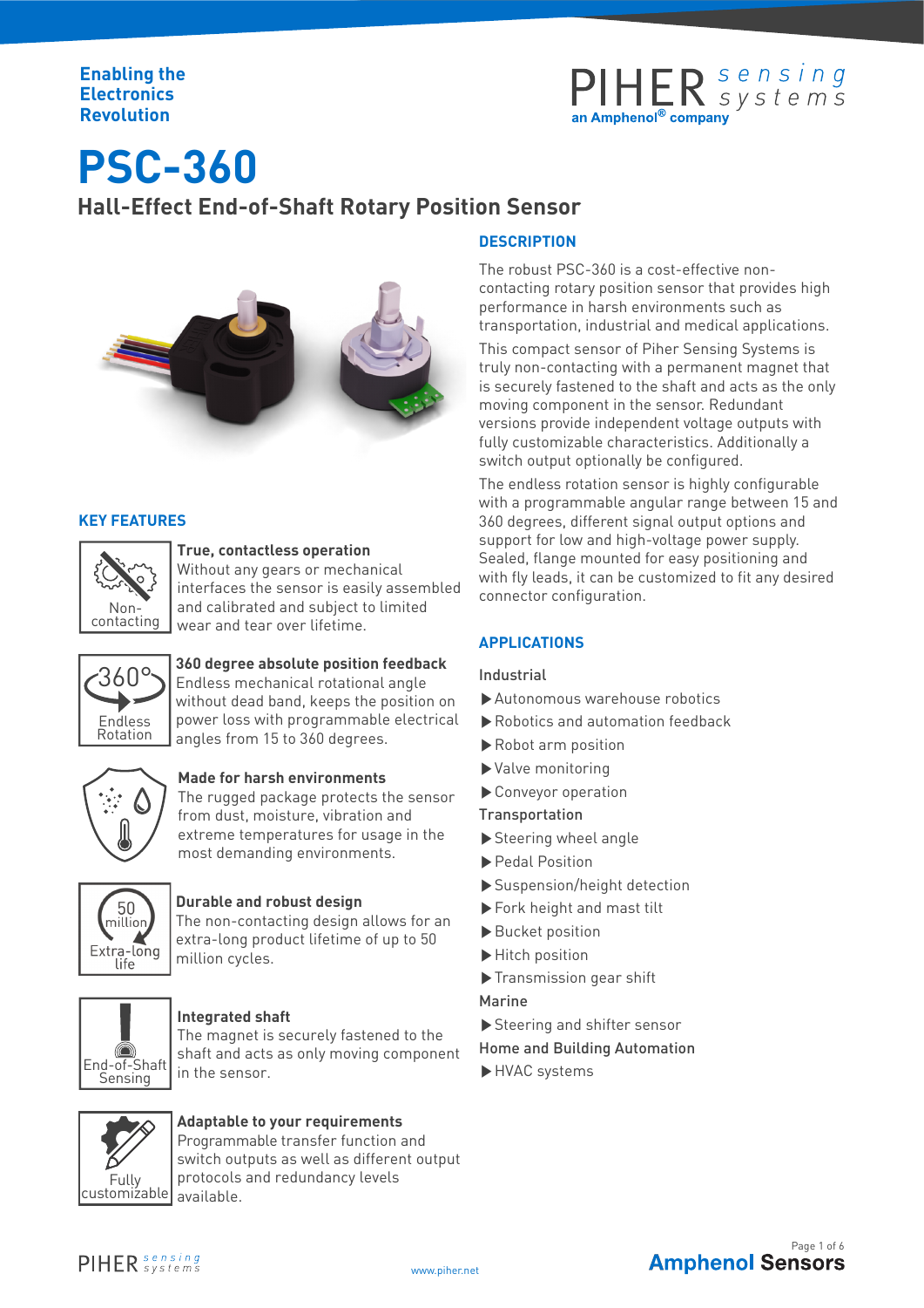Enabling the Electronics Revolution

# PSC-360

## Hall-Effect End-of-Shaft Rotary Position Sensor

## DESCRIPTION

The robust PSC-360 is a cost-effective non-contacting rotary position sensor that provides high performance in harsh environments such as transportation, industrial and medical applications.

This compact sensor of Piher Sensing Systems is truly non-contacting with a permanent magnet that is securely fastened to the shaft and acts as the only moving component in the sensor. Redundant versions provide independent voltage outputs with fully customizable characteristics. Additionally a switch output optionally be configured.

The endless rotation sensor is highly configurable with a programmable angular range between 15 and 360 degrees, different signal output options and support for low and high-voltage power supply. Sealed, flange mounted for easy positioning and with fly leads, it can be customized to fit any desired connector configuration.

## KEY FEATURES

Non-contacting

**True, contactless operation**
Without any gears or mechanical interfaces the sensor is easily assembled and calibrated and subject to limited wear and tear over lifetime.

360° Endless Rotation

**360 degree absolute position feedback**
Endless mechanical rotational angle without dead band, keeps the position on power loss with programmable electrical angles from 15 to 360 degrees.

**Made for harsh environments**
The rugged package protects the sensor from dust, moisture, vibration and extreme temperatures for usage in the most demanding environments.

50 million Extra-long life

**Durable and robust design**
The non-contacting design allows for an extra-long product lifetime of up to 50 million cycles.

End-of-Shaft Sensing

**Integrated shaft**
The magnet is securely fastened to the shaft and acts as only moving component in the sensor.

Fully customizable

**Adaptable to your requirements**
Programmable transfer function and switch outputs as well as different output protocols and redundancy levels available.

## APPLICATIONS

Industrial

- Autonomous warehouse robotics
- Robotics and automation feedback
- Robot arm position
- Valve monitoring
- Conveyor operation

Transportation

- Steering wheel angle
- Pedal Position
- Suspension/height detection
- Fork height and mast tilt
- Bucket position
- Hitch position
- Transmission gear shift

Marine

- Steering and shifter sensor

Home and Building Automation

- HVAC systems

www.piher.net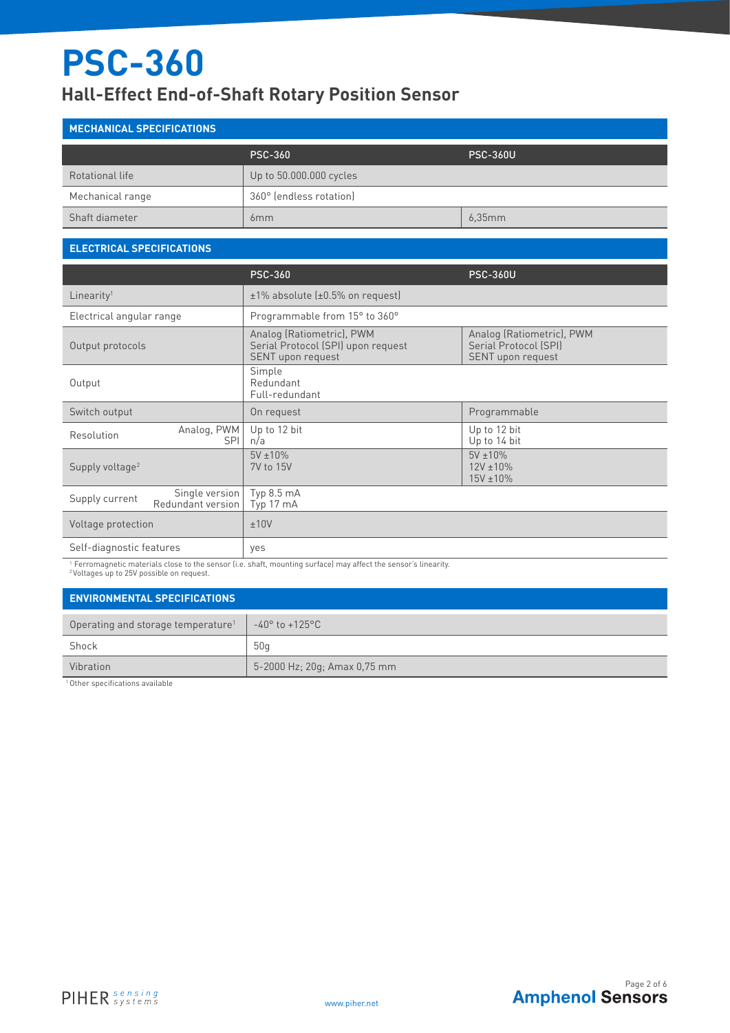# PSC-360

## Hall-Effect End-of-Shaft Rotary Position Sensor

### MECHANICAL SPECIFICATIONS

| | PSC-360 | PSC-360U |
|---|---|---|
| Rotational life | Up to 50.000.000 cycles | |
| Mechanical range | 360° (endless rotation) | |
| Shaft diameter | 6mm | 6,35mm |

### ELECTRICAL SPECIFICATIONS

| | PSC-360 | PSC-360U |
|---|---|---|
| Linearity[1] | ±1% absolute (±0.5% on request) | |
| Electrical angular range | Programmable from 15° to 360° | |
| Output protocols | Analog (Ratiometric), PWM<br>Serial Protocol (SPI) upon request<br>SENT upon request | Analog (Ratiometric), PWM<br>Serial Protocol (SPI)<br>SENT upon request |
| Output | Simple<br>Redundant<br>Full-redundant | |
| Switch output | On request | Programmable |
| Resolution — Analog, PWM<br>SPI | Up to 12 bit<br>n/a | Up to 12 bit<br>Up to 14 bit |
| Supply voltage[2] | 5V ±10%<br>7V to 15V | 5V ±10%<br>12V ±10%<br>15V ±10% |
| Supply current — Single version<br>Redundant version | Typ 8.5 mA<br>Typ 17 mA | |
| Voltage protection | ±10V | |
| Self-diagnostic features | yes | |

[1] Ferromagnetic materials close to the sensor (i.e. shaft, mounting surface) may affect the sensor's linearity.
[2] Voltages up to 25V possible on request.

### ENVIRONMENTAL SPECIFICATIONS

| | |
|---|---|
| Operating and storage temperature[1] | -40° to +125°C |
| Shock | 50g |
| Vibration | 5-2000 Hz; 20g; Amax 0,75 mm |

[1] Other specifications available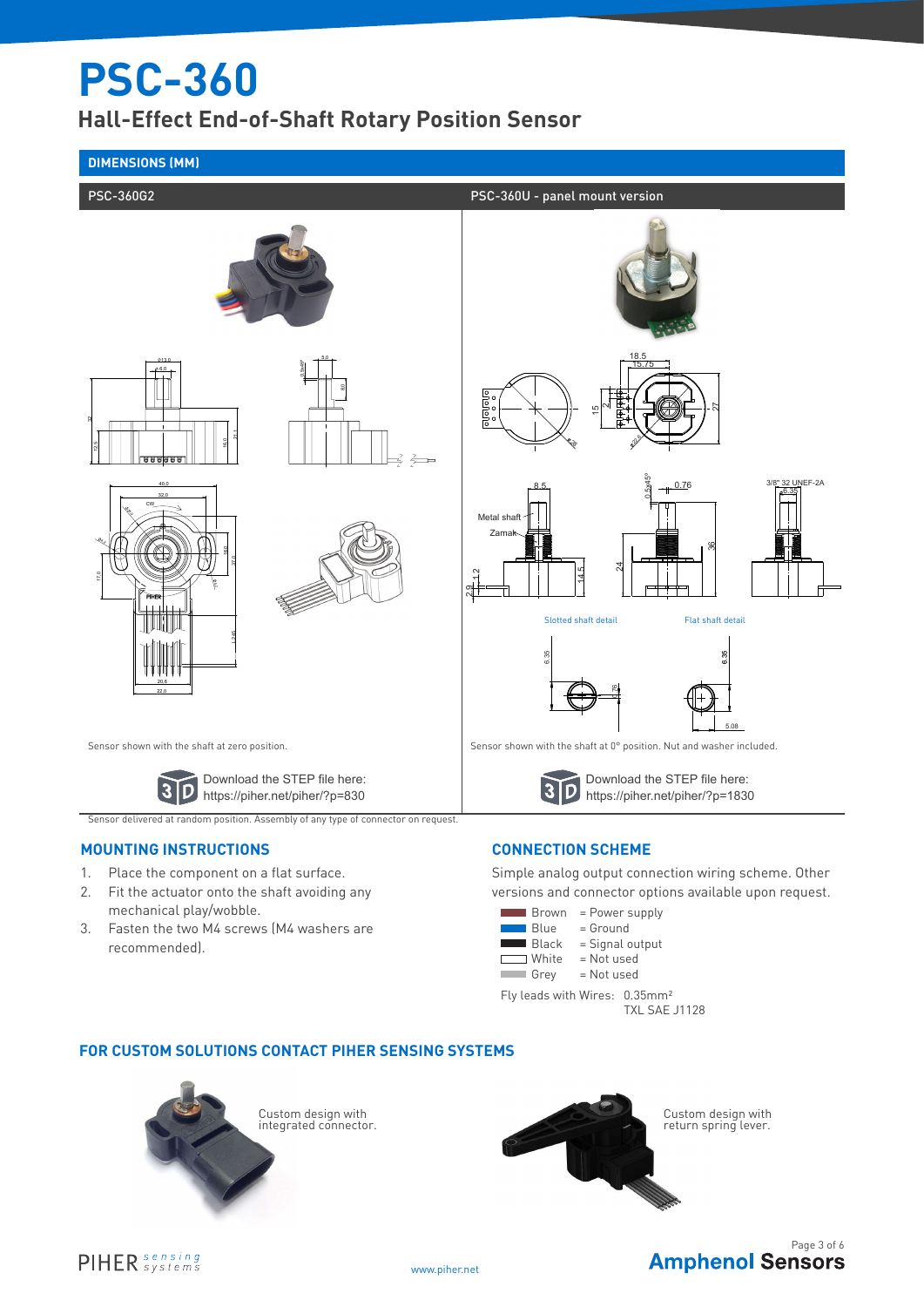# PSC-360

## Hall-Effect End-of-Shaft Rotary Position Sensor

### DIMENSIONS (MM)

**PSC-360G2**

Sensor shown with the shaft at zero position.

Download the STEP file here:
https://piher.net/piher/?p=830

Sensor delivered at random position. Assembly of any type of connector on request.

**PSC-360U - panel mount version**

Sensor shown with the shaft at 0° position. Nut and washer included.

Download the STEP file here:
https://piher.net/piher/?p=1830

### MOUNTING INSTRUCTIONS

1. Place the component on a flat surface.
2. Fit the actuator onto the shaft avoiding any mechanical play/wobble.
3. Fasten the two M4 screws (M4 washers are recommended).

### CONNECTION SCHEME

Simple analog output connection wiring scheme. Other versions and connector options available upon request.

| Wire | Function |
|---|---|
| Brown | = Power supply |
| Blue | = Ground |
| Black | = Signal output |
| White | = Not used |
| Grey | = Not used |

Fly leads with Wires: 0.35mm²
TXL SAE J1128

### FOR CUSTOM SOLUTIONS CONTACT PIHER SENSING SYSTEMS

Custom design with integrated connector.

Custom design with return spring lever.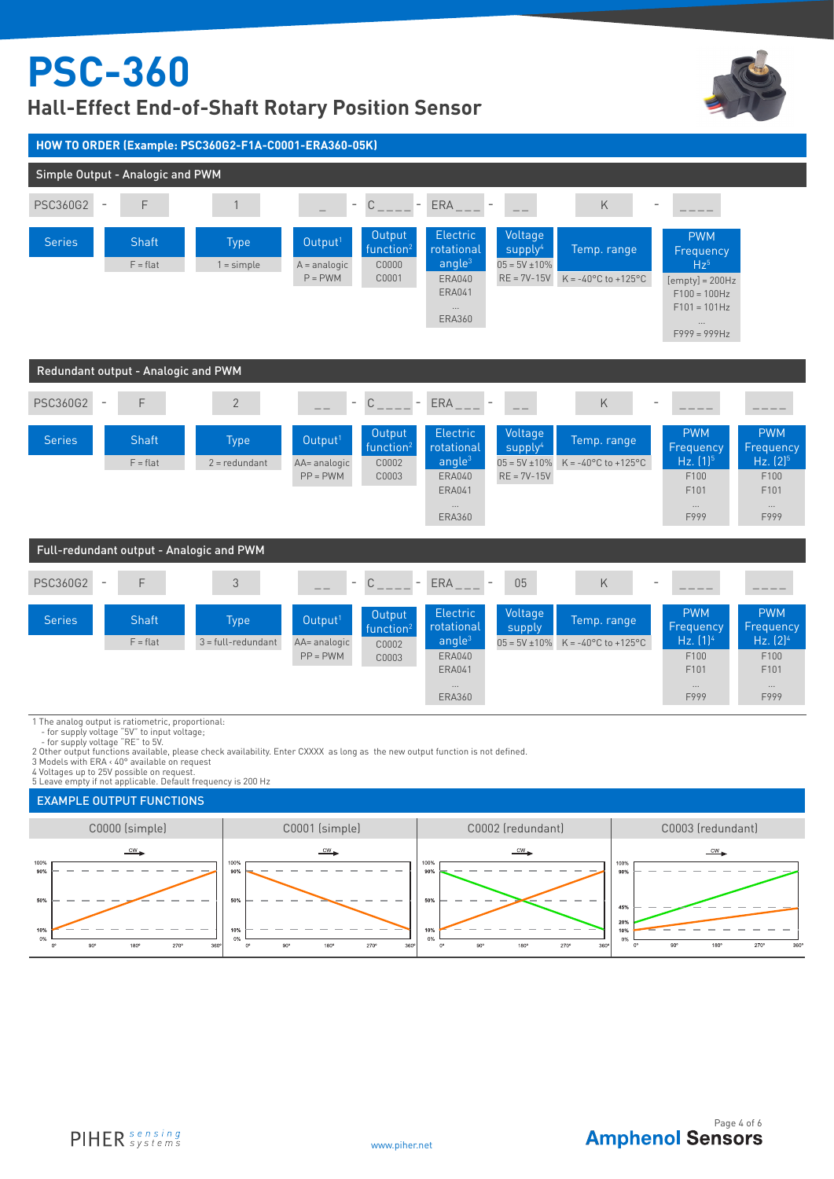# PSC-360

## Hall-Effect End-of-Shaft Rotary Position Sensor

### HOW TO ORDER (Example: PSC360G2-F1A-C0001-ERA360-05K)

#### Simple Output - Analogic and PWM

| PSC360G2 | - | F | 1 | _ | - | C_ _ _ _ | - | ERA_ _ _ | - | _ _ | K | - | _ _ _ _ |
|---|---|---|---|---|---|---|---|---|---|---|---|---|---|
| Series | | Shaft | Type | Output[1] | | Output function[2] | | Electric rotational angle[3] | | Voltage supply[4] | Temp. range | | PWM Frequency Hz[5] |
| | | F = flat | 1 = simple | A = analogic<br>P = PWM | | C0000<br>C0001 | | ERA040<br>ERA041<br>...<br>ERA360 | | 05 = 5V ±10%<br>RE = 7V-15V | K = -40°C to +125°C | | [empty] = 200Hz<br>F100 = 100Hz<br>F101 = 101Hz<br>...<br>F999 = 999Hz |

#### Redundant output - Analogic and PWM

| PSC360G2 | - | F | 2 | _ _ | - | C_ _ _ _ | - | ERA_ _ _ | - | _ _ | K | - | _ _ _ _ | _ _ _ _ |
|---|---|---|---|---|---|---|---|---|---|---|---|---|---|---|
| Series | | Shaft | Type | Output[1] | | Output function[2] | | Electric rotational angle[3] | | Voltage supply[4] | Temp. range | | PWM Frequency Hz. (1)[5] | PWM Frequency Hz. (2)[5] |
| | | F = flat | 2 = redundant | AA= analogic<br>PP = PWM | | C0002<br>C0003 | | ERA040<br>ERA041<br>...<br>ERA360 | | 05 = 5V ±10%<br>RE = 7V-15V | K = -40°C to +125°C | | F100<br>F101<br>...<br>F999 | F100<br>F101<br>...<br>F999 |

#### Full-redundant output - Analogic and PWM

| PSC360G2 | - | F | 3 | _ _ | - | C_ _ _ _ | - | ERA_ _ _ | - | 05 | K | - | _ _ _ _ | _ _ _ _ |
|---|---|---|---|---|---|---|---|---|---|---|---|---|---|---|
| Series | | Shaft | Type | Output[1] | | Output function[2] | | Electric rotational angle[3] | | Voltage supply | Temp. range | | PWM Frequency Hz. (1)[4] | PWM Frequency Hz. (2)[4] |
| | | F = flat | 3 = full-redundant | AA= analogic<br>PP = PWM | | C0002<br>C0003 | | ERA040<br>ERA041<br>...<br>ERA360 | | 05 = 5V ±10% | K = -40°C to +125°C | | F100<br>F101<br>...<br>F999 | F100<br>F101<br>...<br>F999 |

1 The analog output is ratiometric, proportional:
- for supply voltage "5V" to input voltage;
- for supply voltage "RE" to 5V.

2 Other output functions available, please check availability. Enter CXXXX as long as the new output function is not defined.
3 Models with ERA ‹ 40° available on request
4 Voltages up to 25V possible on request.
5 Leave empty if not applicable. Default frequency is 200 Hz

### EXAMPLE OUTPUT FUNCTIONS

| C0000 (simple) | C0001 (simple) | C0002 (redundant) | C0003 (redundant) |
|---|---|---|---|
| Output rises linearly from 10% at 0° to 90% at 360° (CW) | Output falls linearly from 90% at 0° to 10% at 360° (CW) | Two outputs: one rising from 10% to 90%, one falling from 90% to 10% over 0°–360° (CW) | Two outputs: one rising from 20% to 90%, one rising from 10% to 45% over 0°–360° (CW) |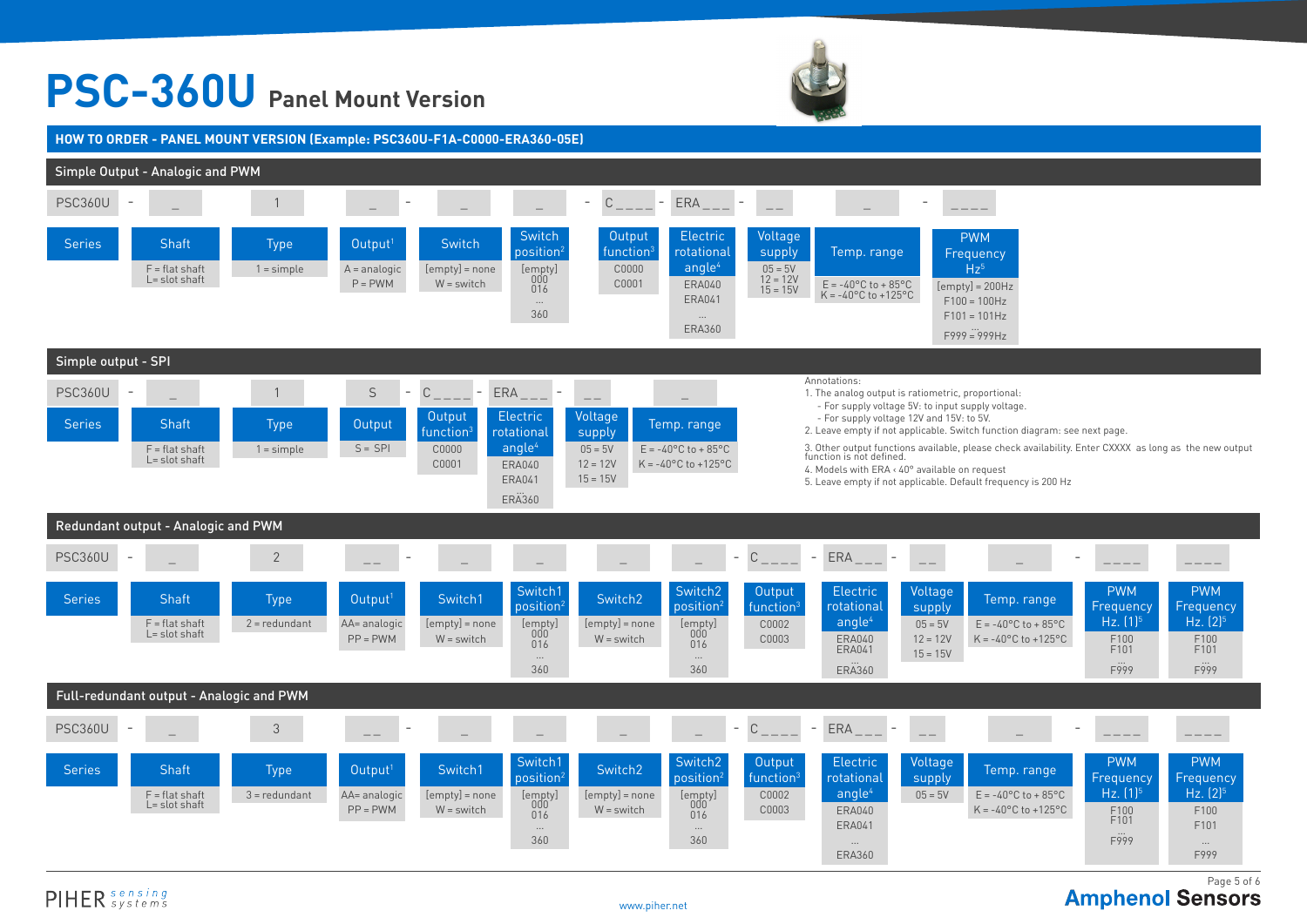# PSC-360U Panel Mount Version

## HOW TO ORDER - PANEL MOUNT VERSION (Example: PSC360U-F1A-C0000-ERA360-05E)

### Simple Output - Analogic and PWM

| PSC360U | - | _ | 1 | _ | _ | _ | - | C _ _ _ _ | - | ERA _ _ _ | - | _ _ | _ | - | _ _ _ _ |
|---|---|---|---|---|---|---|---|---|---|---|---|---|---|---|---|
| Series | | Shaft | Type | Output[1] | Switch | Switch position[2] | | Output function[3] | | Electric rotational angle[4] | | Voltage supply | Temp. range | | PWM Frequency Hz[5] |
| | | F = flat shaft<br>L= slot shaft | 1 = simple | A = analogic<br>P = PWM | [empty] = none<br>W = switch | [empty]<br>000<br>016<br>...<br>360 | | C0000<br>C0001 | | ERA040<br>ERA041<br>...<br>ERA360 | | 05 = 5V<br>12 = 12V<br>15 = 15V | E = -40°C to + 85°C<br>K = -40°C to +125°C | | [empty] = 200Hz<br>F100 = 100Hz<br>F101 = 101Hz<br>...<br>F999 = 999Hz |

### Simple output - SPI

| PSC360U | - | _ | 1 | S | - | C _ _ _ _ | - | ERA _ _ _ | - | _ _ | _ |
|---|---|---|---|---|---|---|---|---|---|---|---|
| Series | | Shaft | Type | Output | | Output function[3] | | Electric rotational angle[4] | | Voltage supply | Temp. range |
| | | F = flat shaft<br>L= slot shaft | 1 = simple | S = SPI | | C0000<br>C0001 | | ERA040<br>ERA041<br>...<br>ERA360 | | 05 = 5V<br>12 = 12V<br>15 = 15V | E = -40°C to + 85°C<br>K = -40°C to +125°C |

Annotations:
1. The analog output is ratiometric, proportional:
   - For supply voltage 5V: to input supply voltage.
   - For supply voltage 12V and 15V: to 5V.
2. Leave empty if not applicable. Switch function diagram: see next page.
3. Other output functions available, please check availability. Enter CXXXX as long as the new output function is not defined.
4. Models with ERA ‹ 40° available on request
5. Leave empty if not applicable. Default frequency is 200 Hz

### Redundant output - Analogic and PWM

| PSC360U | - | _ | 2 | _ _ | - | _ | _ | _ | _ | - | C _ _ _ _ | - | ERA _ _ _ | - | _ _ | _ | - | _ _ _ _ | _ _ _ _ |
|---|---|---|---|---|---|---|---|---|---|---|---|---|---|---|---|---|---|---|---|
| Series | | Shaft | Type | Output[1] | | Switch1 | Switch1 position[2] | Switch2 | Switch2 position[2] | | Output function[3] | | Electric rotational angle[4] | | Voltage supply | Temp. range | | PWM Frequency Hz. (1)[5] | PWM Frequency Hz. (2)[5] |
| | | F = flat shaft<br>L= slot shaft | 2 = redundant | AA= analogic<br>PP = PWM | | [empty] = none<br>W = switch | [empty]<br>000<br>016<br>...<br>360 | [empty] = none<br>W = switch | [empty]<br>000<br>016<br>...<br>360 | | C0002<br>C0003 | | ERA040<br>ERA041<br>...<br>ERA360 | | 05 = 5V<br>12 = 12V<br>15 = 15V | E = -40°C to + 85°C<br>K = -40°C to +125°C | | F100<br>F101<br>...<br>F999 | F100<br>F101<br>...<br>F999 |

### Full-redundant output - Analogic and PWM

| PSC360U | - | _ | 3 | _ _ | - | _ | _ | _ | _ | - | C _ _ _ _ | - | ERA _ _ _ | - | _ _ | _ | - | _ _ _ _ | _ _ _ _ |
|---|---|---|---|---|---|---|---|---|---|---|---|---|---|---|---|---|---|---|---|
| Series | | Shaft | Type | Output[1] | | Switch1 | Switch1 position[2] | Switch2 | Switch2 position[2] | | Output function[3] | | Electric rotational angle[4] | | Voltage supply | Temp. range | | PWM Frequency Hz. (1)[5] | PWM Frequency Hz. (2)[5] |
| | | F = flat shaft<br>L= slot shaft | 3 = redundant | AA= analogic<br>PP = PWM | | [empty] = none<br>W = switch | [empty]<br>000<br>016<br>...<br>360 | [empty] = none<br>W = switch | [empty]<br>000<br>016<br>...<br>360 | | C0002<br>C0003 | | ERA040<br>ERA041<br>...<br>ERA360 | | 05 = 5V | E = -40°C to + 85°C<br>K = -40°C to +125°C | | F100<br>F101<br>...<br>F999 | F100<br>F101<br>...<br>F999 |

www.piher.net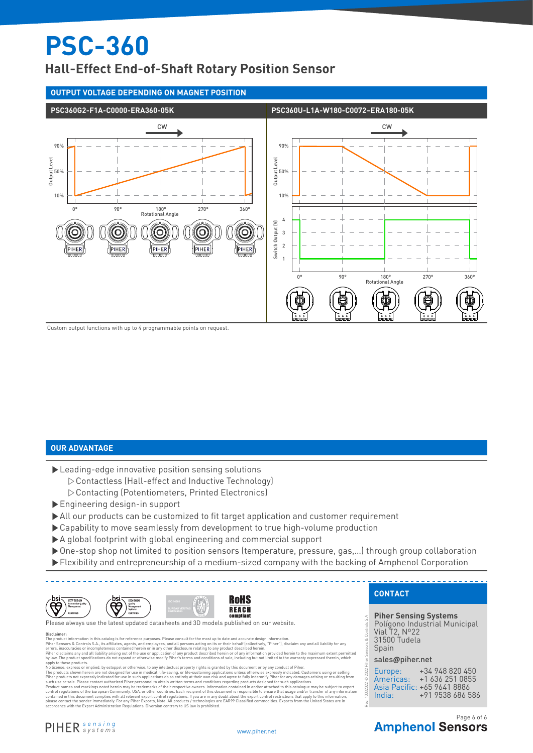# PSC-360

## Hall-Effect End-of-Shaft Rotary Position Sensor

### OUTPUT VOLTAGE DEPENDING ON MAGNET POSITION

**PSC360G2-F1A-C0000-ERA360-05K**

CW

90%
50%
10%
Output Level
0°
90°
180°
Rotational Angle
270°
360°

**PSC360U-L1A-W180-C0072–ERA180-05K**

CW

90%
50%
10%
Output Level
4
3
2
1
Switch Output [V]
0°
90°
180°
Rotational Angle
270°
360°

Custom output functions with up to 4 programmable points on request.

### OUR ADVANTAGE

- Leading-edge innovative position sensing solutions
  - Contactless (Hall-effect and Inductive Technology)
  - Contacting (Potentiometers, Printed Electronics)
- Engineering design-in support
- All our products can be customized to fit target application and customer requirement
- Capability to move seamlessly from development to true high-volume production
- A global footprint with global engineering and commercial support
- One-stop shop not limited to position sensors (temperature, pressure, gas,...) through group collaboration
- Flexibility and entrepreneurship of a medium-sized company with the backing of Amphenol Corporation

RoHS
REACH
compliant

Please always use the latest updated datasheets and 3D models published on our website.

**Disclaimer:**
The product information in this catalog is for reference purposes. Please consult for the most up to date and accurate design information.
Piher Sensors & Controls S.A., its affiliates, agents, and employees, and all persons acting on its or their behalf (collectively, "Piher"), disclaim any and all liability for any errors, inaccuracies or incompleteness contained herein or in any other disclosure relating to any product described herein.
Piher disclaims any and all liability arising out of the use or application of any product described herein or of any information provided herein to the maximum extent permitted by law. The product specifications do not expand or otherwise modify Piher's terms and conditions of sale, including but not limited to the warranty expressed therein, which apply to these products.
No license, express or implied, by estoppel or otherwise, to any intellectual property rights is granted by this document or by any conduct of Piher.
The products shown herein are not designed for use in medical, life-saving, or life-sustaining applications unless otherwise expressly indicated. Customers using or selling Piher products not expressly indicated for use in such applications do so entirely at their own risk and agree to fully indemnify Piher for any damages arising or resulting from such use or sale. Please contact authorized Piher personnel to obtain written terms and conditions regarding products designed for such applications.
Product names and markings noted herein may be trademarks of their respective owners. Information contained in and/or attached to this catalogue may be subject to export control regulations of the European Community, USA, or other countries. Each recipient of this document is responsible to ensure that usage and/or transfer of any information contained in this document complies with all relevant export control regulations. If you are in any doubt about the export control restrictions that apply to this information, please contact the sender immediately. For any Piher Exports, Note: All products / technologies are EAR99 Classified commodities. Exports from the United States are in accordance with the Export Administration Regulations. Diversion contrary to US law is prohibited.

Rev. 10032022 © 2022 Piher Sensors & Controls S.A.

### CONTACT

**Piher Sensing Systems**
Polígono Industrial Municipal
Vial T2, Nº22
31500 Tudela
Spain

sales@piher.net

Europe: +34 948 820 450
Americas: +1 636 251 0855
Asia Pacific: +65 9641 8886
India: +91 9538 686 586

PIHER sensing systems

www.piher.net

Amphenol Sensors